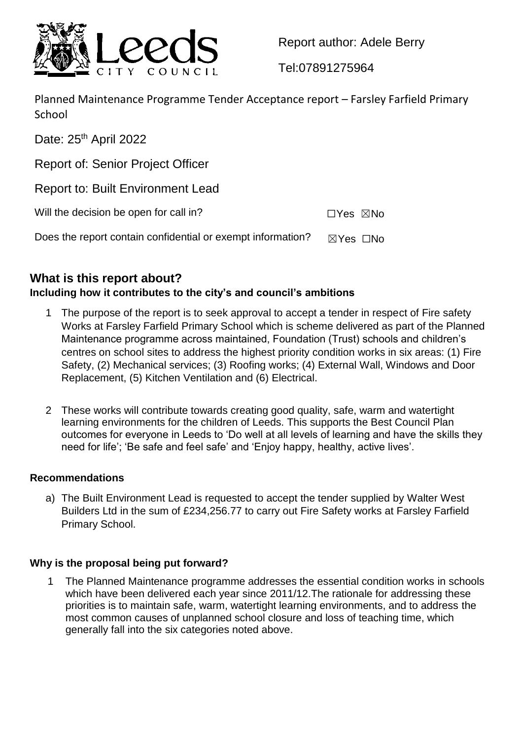Report author: Adele Berry

Tel:07891275964

Planned Maintenance Programme Tender Acceptance report – Farsley Farfield Primary School

Date: 25th April 2022

Report of: Senior Project Officer

Report to: Built Environment Lead

Will the decision be open for call in? ☐Yes ☒No

Does the report contain confidential or exempt information? ☒Yes ☐No

## What is this report about?

### Including how it contributes to the city's and council's ambitions

1. The purpose of the report is to seek approval to accept a tender in respect of Fire safety Works at Farsley Farfield Primary School which is scheme delivered as part of the Planned Maintenance programme across maintained, Foundation (Trust) schools and children's centres on school sites to address the highest priority condition works in six areas: (1) Fire Safety, (2) Mechanical services; (3) Roofing works; (4) External Wall, Windows and Door Replacement, (5) Kitchen Ventilation and (6) Electrical.

2. These works will contribute towards creating good quality, safe, warm and watertight learning environments for the children of Leeds. This supports the Best Council Plan outcomes for everyone in Leeds to 'Do well at all levels of learning and have the skills they need for life'; 'Be safe and feel safe' and 'Enjoy happy, healthy, active lives'.

### Recommendations

a) The Built Environment Lead is requested to accept the tender supplied by Walter West Builders Ltd in the sum of £234,256.77 to carry out Fire Safety works at Farsley Farfield Primary School.

### Why is the proposal being put forward?

1. The Planned Maintenance programme addresses the essential condition works in schools which have been delivered each year since 2011/12.The rationale for addressing these priorities is to maintain safe, warm, watertight learning environments, and to address the most common causes of unplanned school closure and loss of teaching time, which generally fall into the six categories noted above.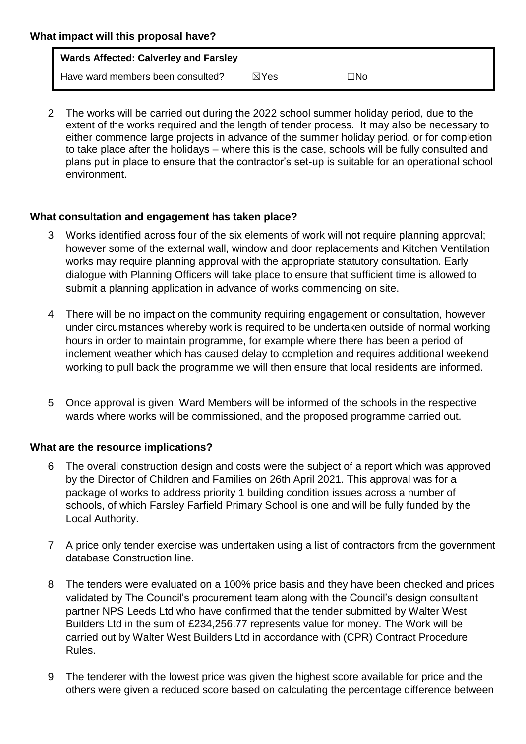**What impact will this proposal have?**

| **Wards Affected: Calverley and Farsley** | | |
|---|---|---|
| Have ward members been consulted? | ☒Yes | ☐No |

2 The works will be carried out during the 2022 school summer holiday period, due to the extent of the works required and the length of tender process. It may also be necessary to either commence large projects in advance of the summer holiday period, or for completion to take place after the holidays – where this is the case, schools will be fully consulted and plans put in place to ensure that the contractor's set-up is suitable for an operational school environment.

**What consultation and engagement has taken place?**

3 Works identified across four of the six elements of work will not require planning approval; however some of the external wall, window and door replacements and Kitchen Ventilation works may require planning approval with the appropriate statutory consultation. Early dialogue with Planning Officers will take place to ensure that sufficient time is allowed to submit a planning application in advance of works commencing on site.

4 There will be no impact on the community requiring engagement or consultation, however under circumstances whereby work is required to be undertaken outside of normal working hours in order to maintain programme, for example where there has been a period of inclement weather which has caused delay to completion and requires additional weekend working to pull back the programme we will then ensure that local residents are informed.

5 Once approval is given, Ward Members will be informed of the schools in the respective wards where works will be commissioned, and the proposed programme carried out.

**What are the resource implications?**

6 The overall construction design and costs were the subject of a report which was approved by the Director of Children and Families on 26th April 2021. This approval was for a package of works to address priority 1 building condition issues across a number of schools, of which Farsley Farfield Primary School is one and will be fully funded by the Local Authority.

7 A price only tender exercise was undertaken using a list of contractors from the government database Construction line.

8 The tenders were evaluated on a 100% price basis and they have been checked and prices validated by The Council's procurement team along with the Council's design consultant partner NPS Leeds Ltd who have confirmed that the tender submitted by Walter West Builders Ltd in the sum of £234,256.77 represents value for money. The Work will be carried out by Walter West Builders Ltd in accordance with (CPR) Contract Procedure Rules.

9 The tenderer with the lowest price was given the highest score available for price and the others were given a reduced score based on calculating the percentage difference between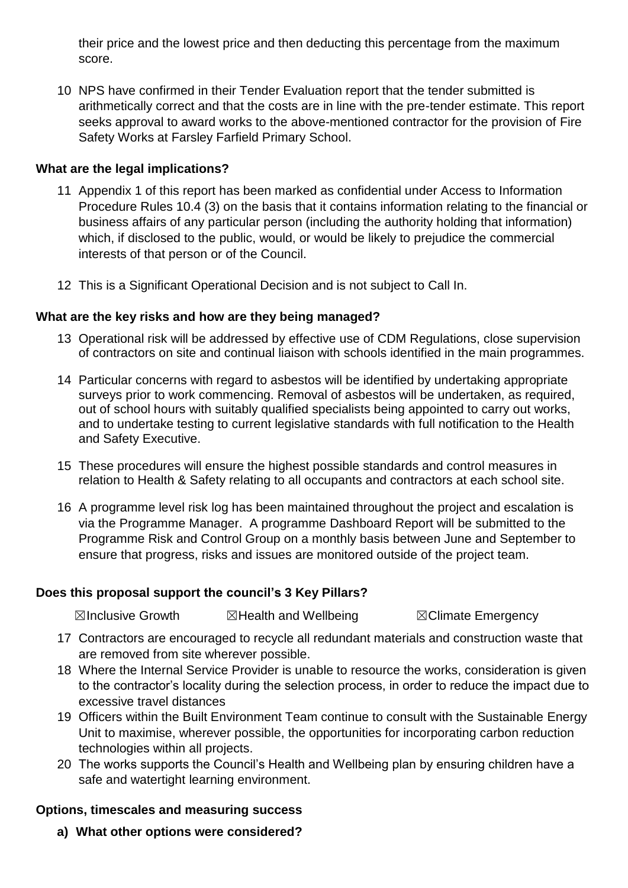their price and the lowest price and then deducting this percentage from the maximum score.

10 NPS have confirmed in their Tender Evaluation report that the tender submitted is arithmetically correct and that the costs are in line with the pre-tender estimate. This report seeks approval to award works to the above-mentioned contractor for the provision of Fire Safety Works at Farsley Farfield Primary School.

**What are the legal implications?**

11 Appendix 1 of this report has been marked as confidential under Access to Information Procedure Rules 10.4 (3) on the basis that it contains information relating to the financial or business affairs of any particular person (including the authority holding that information) which, if disclosed to the public, would, or would be likely to prejudice the commercial interests of that person or of the Council.

12 This is a Significant Operational Decision and is not subject to Call In.

**What are the key risks and how are they being managed?**

13 Operational risk will be addressed by effective use of CDM Regulations, close supervision of contractors on site and continual liaison with schools identified in the main programmes.

14 Particular concerns with regard to asbestos will be identified by undertaking appropriate surveys prior to work commencing. Removal of asbestos will be undertaken, as required, out of school hours with suitably qualified specialists being appointed to carry out works, and to undertake testing to current legislative standards with full notification to the Health and Safety Executive.

15 These procedures will ensure the highest possible standards and control measures in relation to Health & Safety relating to all occupants and contractors at each school site.

16 A programme level risk log has been maintained throughout the project and escalation is via the Programme Manager. A programme Dashboard Report will be submitted to the Programme Risk and Control Group on a monthly basis between June and September to ensure that progress, risks and issues are monitored outside of the project team.

**Does this proposal support the council's 3 Key Pillars?**

☒Inclusive Growth ☒Health and Wellbeing ☒Climate Emergency

17 Contractors are encouraged to recycle all redundant materials and construction waste that are removed from site wherever possible.

18 Where the Internal Service Provider is unable to resource the works, consideration is given to the contractor's locality during the selection process, in order to reduce the impact due to excessive travel distances

19 Officers within the Built Environment Team continue to consult with the Sustainable Energy Unit to maximise, wherever possible, the opportunities for incorporating carbon reduction technologies within all projects.

20 The works supports the Council's Health and Wellbeing plan by ensuring children have a safe and watertight learning environment.

**Options, timescales and measuring success**

**a) What other options were considered?**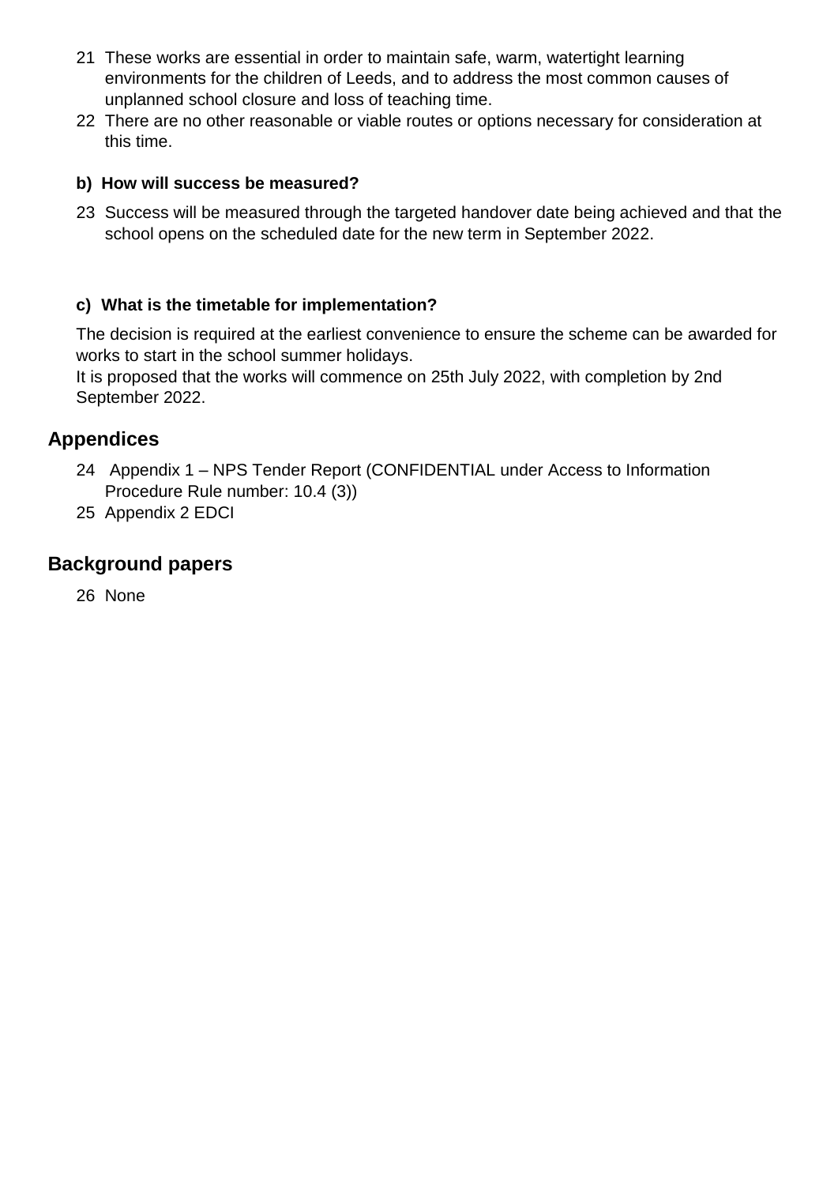21 These works are essential in order to maintain safe, warm, watertight learning environments for the children of Leeds, and to address the most common causes of unplanned school closure and loss of teaching time.

22 There are no other reasonable or viable routes or options necessary for consideration at this time.

**b) How will success be measured?**

23 Success will be measured through the targeted handover date being achieved and that the school opens on the scheduled date for the new term in September 2022.

**c) What is the timetable for implementation?**

The decision is required at the earliest convenience to ensure the scheme can be awarded for works to start in the school summer holidays.
It is proposed that the works will commence on 25th July 2022, with completion by 2nd September 2022.

## Appendices

24 Appendix 1 – NPS Tender Report (CONFIDENTIAL under Access to Information Procedure Rule number: 10.4 (3))

25 Appendix 2 EDCI

## Background papers

26 None